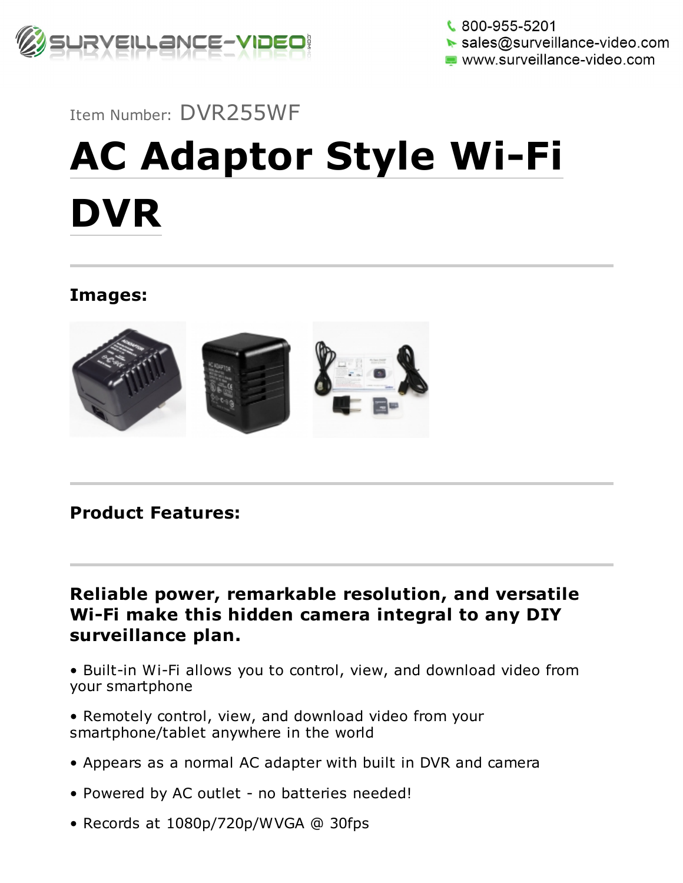800-955-5201
sales@surveillance-video.com
www.surveillance-video.com

Item Number: DVR255WF

# AC Adaptor Style Wi-Fi DVR

**Images:**

**Product Features:**

**Reliable power, remarkable resolution, and versatile Wi-Fi make this hidden camera integral to any DIY surveillance plan.**

• Built-in Wi-Fi allows you to control, view, and download video from your smartphone

• Remotely control, view, and download video from your smartphone/tablet anywhere in the world

• Appears as a normal AC adapter with built in DVR and camera

• Powered by AC outlet - no batteries needed!

• Records at 1080p/720p/WVGA @ 30fps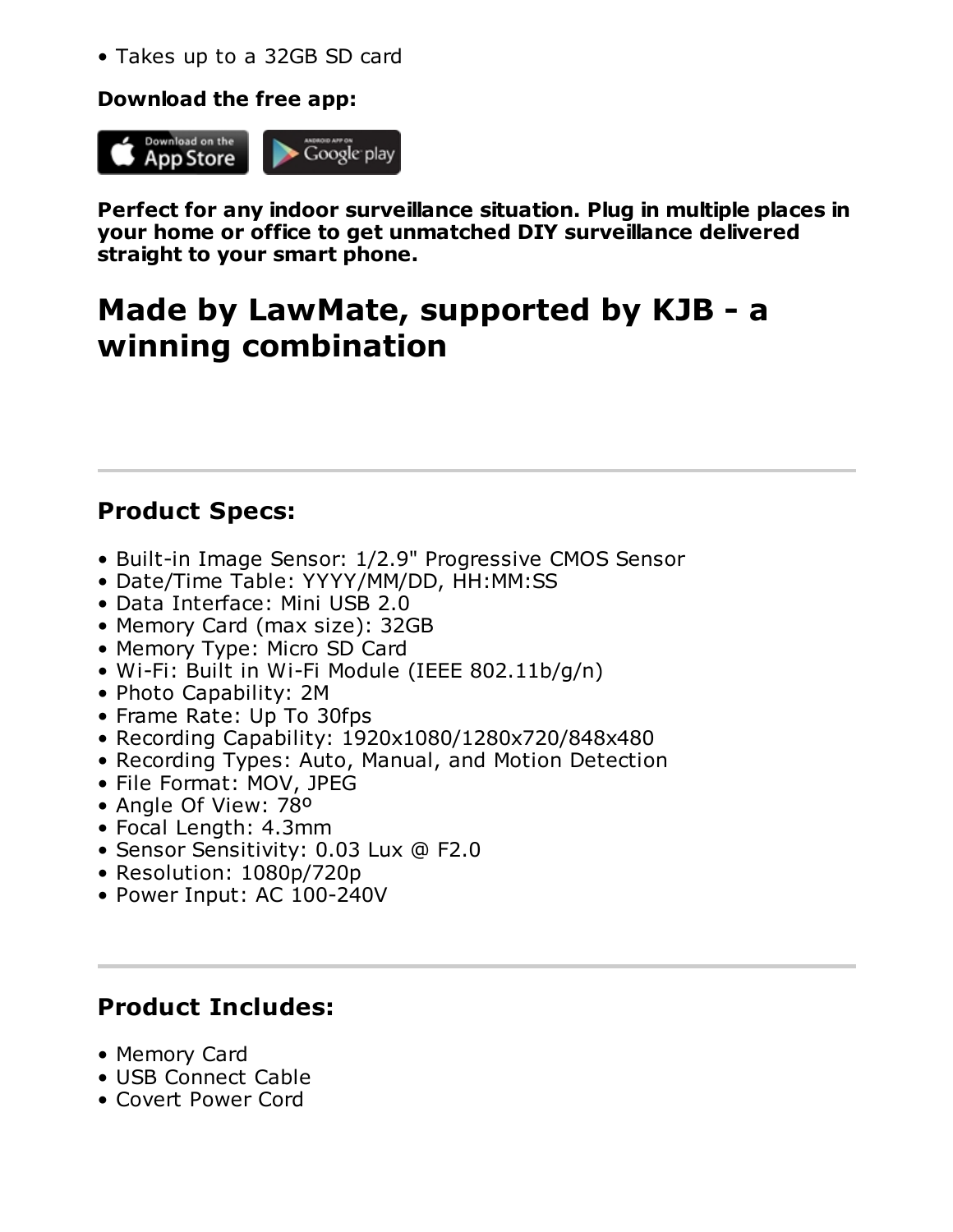- Takes up to a 32GB SD card

**Download the free app:**

**Perfect for any indoor surveillance situation. Plug in multiple places in your home or office to get unmatched DIY surveillance delivered straight to your smart phone.**

## Made by LawMate, supported by KJB - a winning combination

---

### Product Specs:

- Built-in Image Sensor: 1/2.9" Progressive CMOS Sensor
- Date/Time Table: YYYY/MM/DD, HH:MM:SS
- Data Interface: Mini USB 2.0
- Memory Card (max size): 32GB
- Memory Type: Micro SD Card
- Wi-Fi: Built in Wi-Fi Module (IEEE 802.11b/g/n)
- Photo Capability: 2M
- Frame Rate: Up To 30fps
- Recording Capability: 1920x1080/1280x720/848x480
- Recording Types: Auto, Manual, and Motion Detection
- File Format: MOV, JPEG
- Angle Of View: 78º
- Focal Length: 4.3mm
- Sensor Sensitivity: 0.03 Lux @ F2.0
- Resolution: 1080p/720p
- Power Input: AC 100-240V

---

### Product Includes:

- Memory Card
- USB Connect Cable
- Covert Power Cord